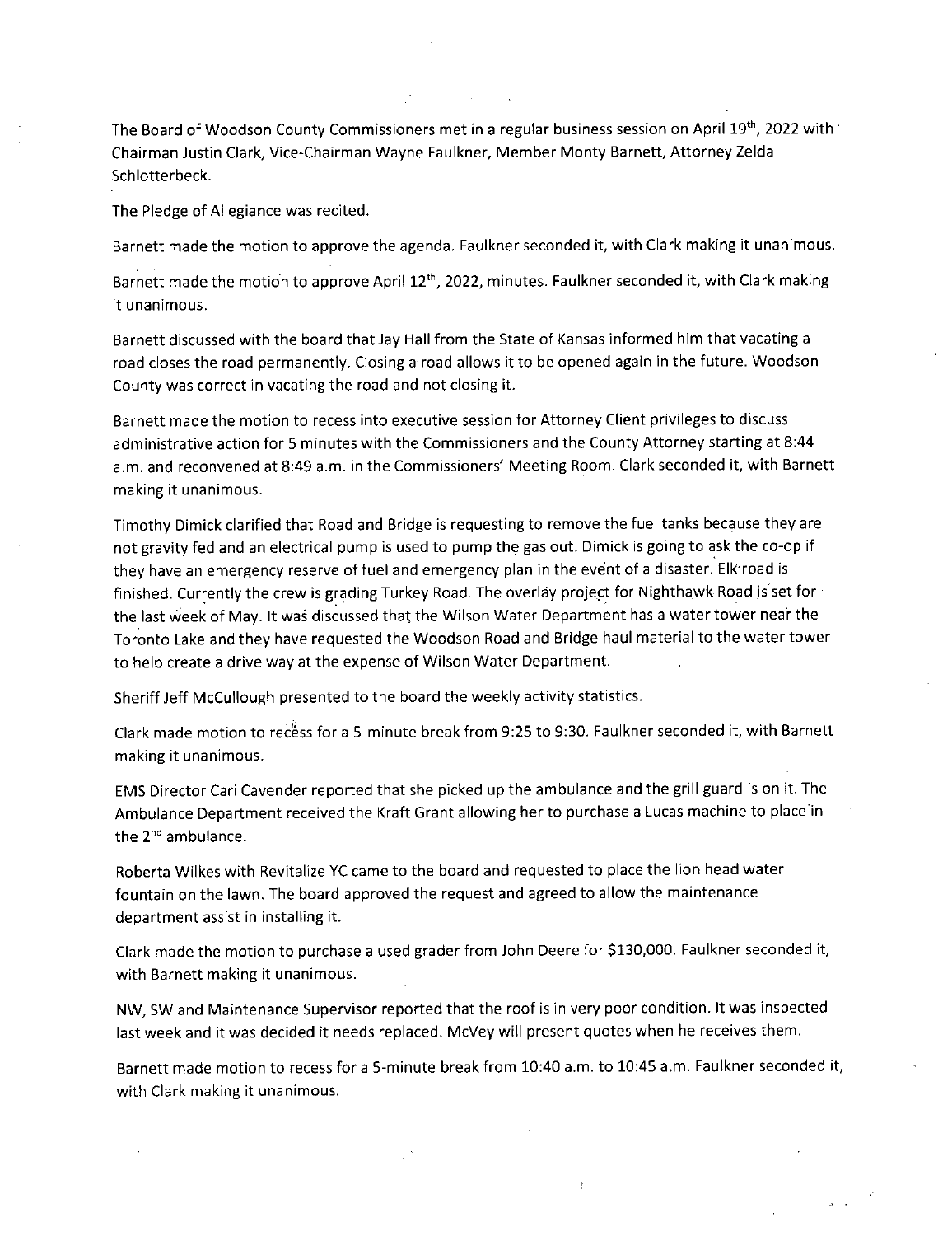The Board of Woodson County Commissioners met in a regular business session on April 19th, 2022 with Chairman Justin Clark, Vice-Chairman Wayne Faulkner, Member Monty Barnett, Attorney Zelda Schlotterbeck.

The Pledge of Allegiance was recited.

Barnett made the motion to approve the agenda. Faulkner seconded it, with Clark making it unanimous.

Barnett made the motion to approve April 12th, 2022, minutes. Faulkner seconded it, with Clark making it unanimous.

Barnett discussed with the board that Jay Hall from the State of Kansas informed him that vacating a road closes the road permanently. Closing a road allows it to be opened again in the future. Woodson County was correct in vacating the road and not closing it.

Barnett made the motion to recess into executive session for Attorney Client privileges to discuss administrative action for 5 minutes with the Commissioners and the County Attorney starting at 8:44 a.m. and reconvened at 8:49 a.m. in the Commissioners' Meeting Room. Clark seconded it, with Barnett making it unanimous.

Timothy Dimick clarified that Road and Bridge is requesting to remove the fuel tanks because they are not gravity fed and an electrical pump is used to pump the gas out. Dimick is going to ask the co-op if they have an emergency reserve of fuel and emergency plan in the event of a disaster. Elk road is finished. Currently the crew is grading Turkey Road. The overlay project for Nighthawk Road is set for the last week of May. It was discussed that the Wilson Water Department has a water tower near the Toronto Lake and they have requested the Woodson Road and Bridge haul material to the water tower to help create a drive way at the expense of Wilson Water Department.

Sheriff Jeff McCullough presented to the board the weekly activity statistics.

Clark made motion to recess for a 5-minute break from 9:25 to 9:30. Faulkner seconded it, with Barnett making it unanimous.

EMS Director Cari Cavender reported that she picked up the ambulance and the grill guard is on it. The Ambulance Department received the Kraft Grant allowing her to purchase a Lucas machine to place in the 2nd ambulance.

Roberta Wilkes with Revitalize YC came to the board and requested to place the lion head water fountain on the lawn. The board approved the request and agreed to allow the maintenance department assist in installing it.

Clark made the motion to purchase a used grader from John Deere for $130,000. Faulkner seconded it, with Barnett making it unanimous.

NW, SW and Maintenance Supervisor reported that the roof is in very poor condition. It was inspected last week and it was decided it needs replaced. McVey will present quotes when he receives them.

Barnett made motion to recess for a 5-minute break from 10:40 a.m. to 10:45 a.m. Faulkner seconded it, with Clark making it unanimous.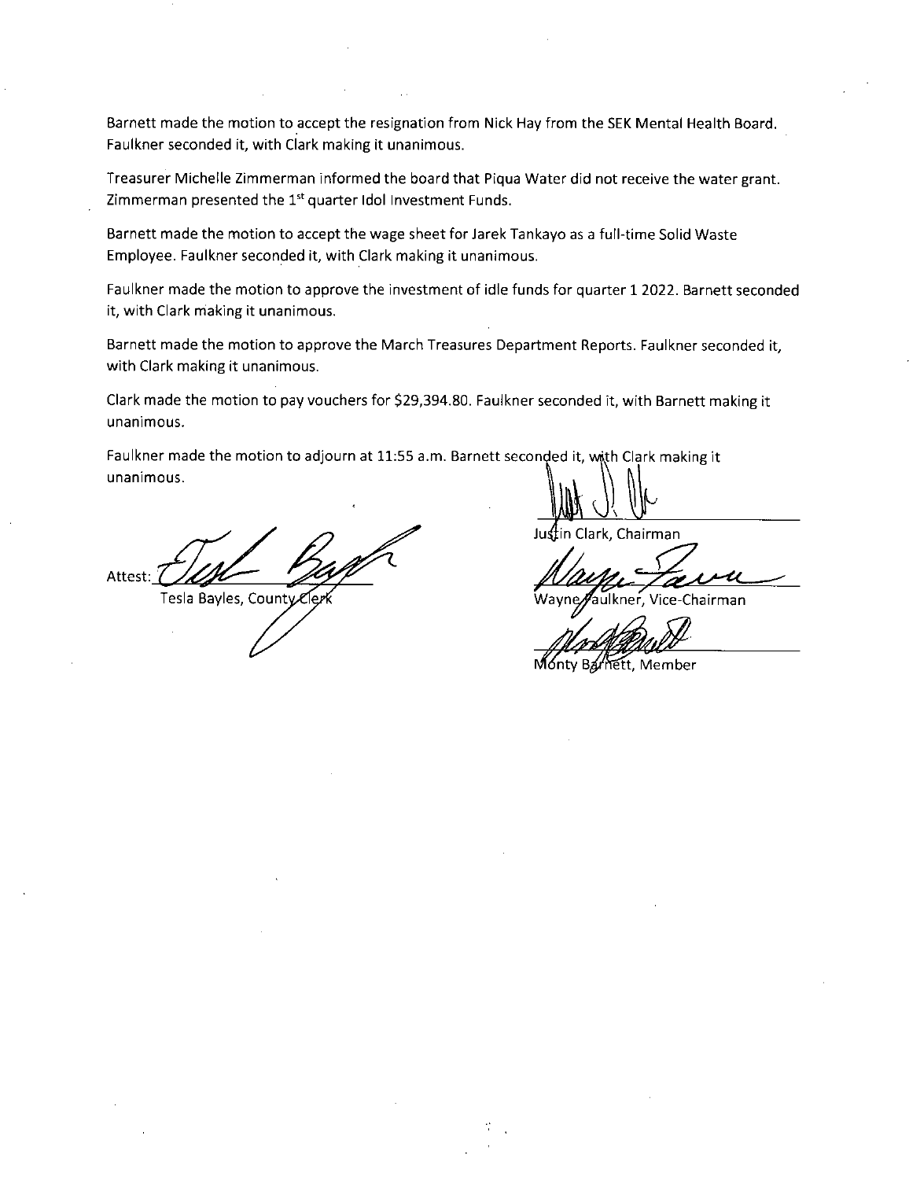Barnett made the motion to accept the resignation from Nick Hay from the SEK Mental Health Board. Faulkner seconded it, with Clark making it unanimous.

Treasurer Michelle Zimmerman informed the board that Piqua Water did not receive the water grant. Zimmerman presented the 1st quarter Idol Investment Funds.

Barnett made the motion to accept the wage sheet for Jarek Tankayo as a full-time Solid Waste Employee. Faulkner seconded it, with Clark making it unanimous.

Faulkner made the motion to approve the investment of idle funds for quarter 1 2022. Barnett seconded it, with Clark making it unanimous.

Barnett made the motion to approve the March Treasures Department Reports. Faulkner seconded it, with Clark making it unanimous.

Clark made the motion to pay vouchers for $29,394.80. Faulkner seconded it, with Barnett making it unanimous.

Faulkner made the motion to adjourn at 11:55 a.m. Barnett seconded it, with Clark making it unanimous.

Justin Clark, Chairman

Attest:
Tesla Bayles, County Clerk

Wayne Faulkner, Vice-Chairman

Monty Barnett, Member